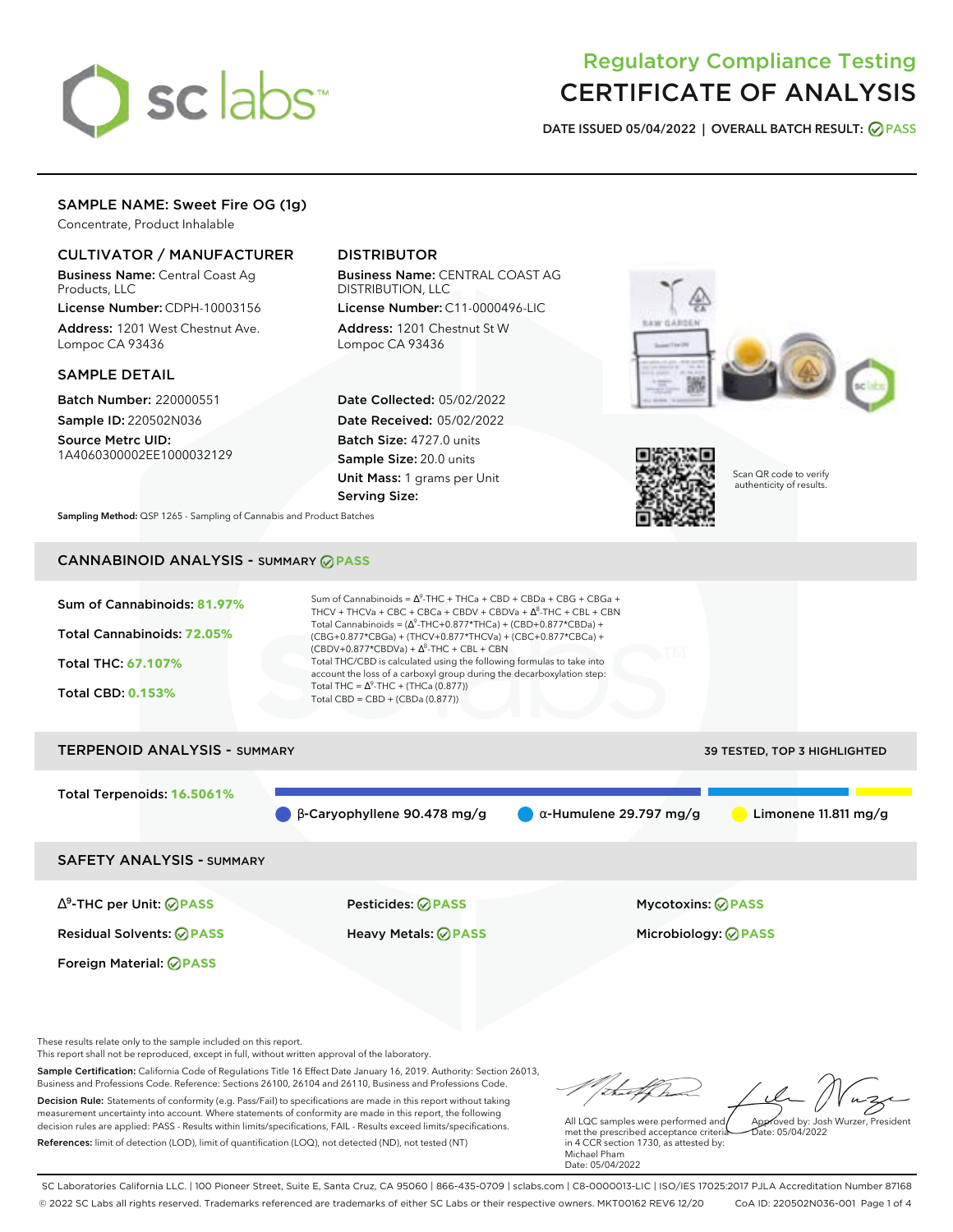# Regulatory Compliance Testing
# CERTIFICATE OF ANALYSIS

**DATE ISSUED** 05/04/2022 | **OVERALL BATCH RESULT:** PASS

## SAMPLE NAME: Sweet Fire OG (1g)

Concentrate, Product Inhalable

### CULTIVATOR / MANUFACTURER

**Business Name:** Central Coast Ag Products, LLC

**License Number:** CDPH-10003156

**Address:** 1201 West Chestnut Ave. Lompoc CA 93436

### DISTRIBUTOR

**Business Name:** CENTRAL COAST AG DISTRIBUTION, LLC

**License Number:** C11-0000496-LIC

**Address:** 1201 Chestnut St W Lompoc CA 93436

### SAMPLE DETAIL

**Batch Number:** 220000551

**Sample ID:** 220502N036

**Source Metrc UID:** 1A4060300002EE1000032129

**Date Collected:** 05/02/2022

**Date Received:** 05/02/2022

**Batch Size:** 4727.0 units

**Sample Size:** 20.0 units

**Unit Mass:** 1 grams per Unit

**Serving Size:**

Scan QR code to verify authenticity of results.

**Sampling Method:** QSP 1265 - Sampling of Cannabis and Product Batches

## CANNABINOID ANALYSIS - SUMMARY PASS

**Sum of Cannabinoids:** 81.97%

**Total Cannabinoids:** 72.05%

**Total THC:** 67.107%

**Total CBD:** 0.153%

Sum of Cannabinoids = $\Delta^9$-THC + THCa + CBD + CBDa + CBG + CBGa + THCV + THCVa + CBC + CBCa + CBDV + CBDVa + $\Delta^8$-THC + CBL + CBN

Total Cannabinoids = ($\Delta^9$-THC+0.877*THCa) + (CBD+0.877*CBDa) + (CBG+0.877*CBGa) + (THCV+0.877*THCVa) + (CBC+0.877*CBCa) + (CBDV+0.877*CBDVa) + $\Delta^8$-THC + CBL + CBN

Total THC/CBD is calculated using the following formulas to take into account the loss of a carboxyl group during the decarboxylation step:

Total THC = $\Delta^9$-THC + (THCa (0.877))

Total CBD = CBD + (CBDa (0.877))

## TERPENOID ANALYSIS - SUMMARY

39 TESTED, TOP 3 HIGHLIGHTED

**Total Terpenoids:** 16.5061%

β-Caryophyllene 90.478 mg/g | α-Humulene 29.797 mg/g | Limonene 11.811 mg/g

## SAFETY ANALYSIS - SUMMARY

| | | |
|---|---|---|
| $\Delta^9$-THC per Unit: PASS | Pesticides: PASS | Mycotoxins: PASS |
| Residual Solvents: PASS | Heavy Metals: PASS | Microbiology: PASS |
| Foreign Material: PASS | | |

These results relate only to the sample included on this report.
This report shall not be reproduced, except in full, without written approval of the laboratory.

**Sample Certification:** California Code of Regulations Title 16 Effect Date January 16, 2019. Authority: Section 26013, Business and Professions Code. Reference: Sections 26100, 26104 and 26110, Business and Professions Code.

**Decision Rule:** Statements of conformity (e.g. Pass/Fail) to specifications are made in this report without taking measurement uncertainty into account. Where statements of conformity are made in this report, the following decision rules are applied: PASS - Results within limits/specifications, FAIL - Results exceed limits/specifications.

**References:** limit of detection (LOD), limit of quantification (LOQ), not detected (ND), not tested (NT)

All LQC samples were performed and met the prescribed acceptance criteria in 4 CCR section 1730, as attested by: Michael Pham
Date: 05/04/2022

Approved by: Josh Wurzer, President
Date: 05/04/2022

SC Laboratories California LLC. | 100 Pioneer Street, Suite E, Santa Cruz, CA 95060 | 866-435-0709 | sclabs.com | C8-0000013-LIC | ISO/IES 17025:2017 PJLA Accreditation Number 87168
© 2022 SC Labs all rights reserved. Trademarks referenced are trademarks of either SC Labs or their respective owners. MKT00162 REV6 12/20 CoA ID: 220502N036-001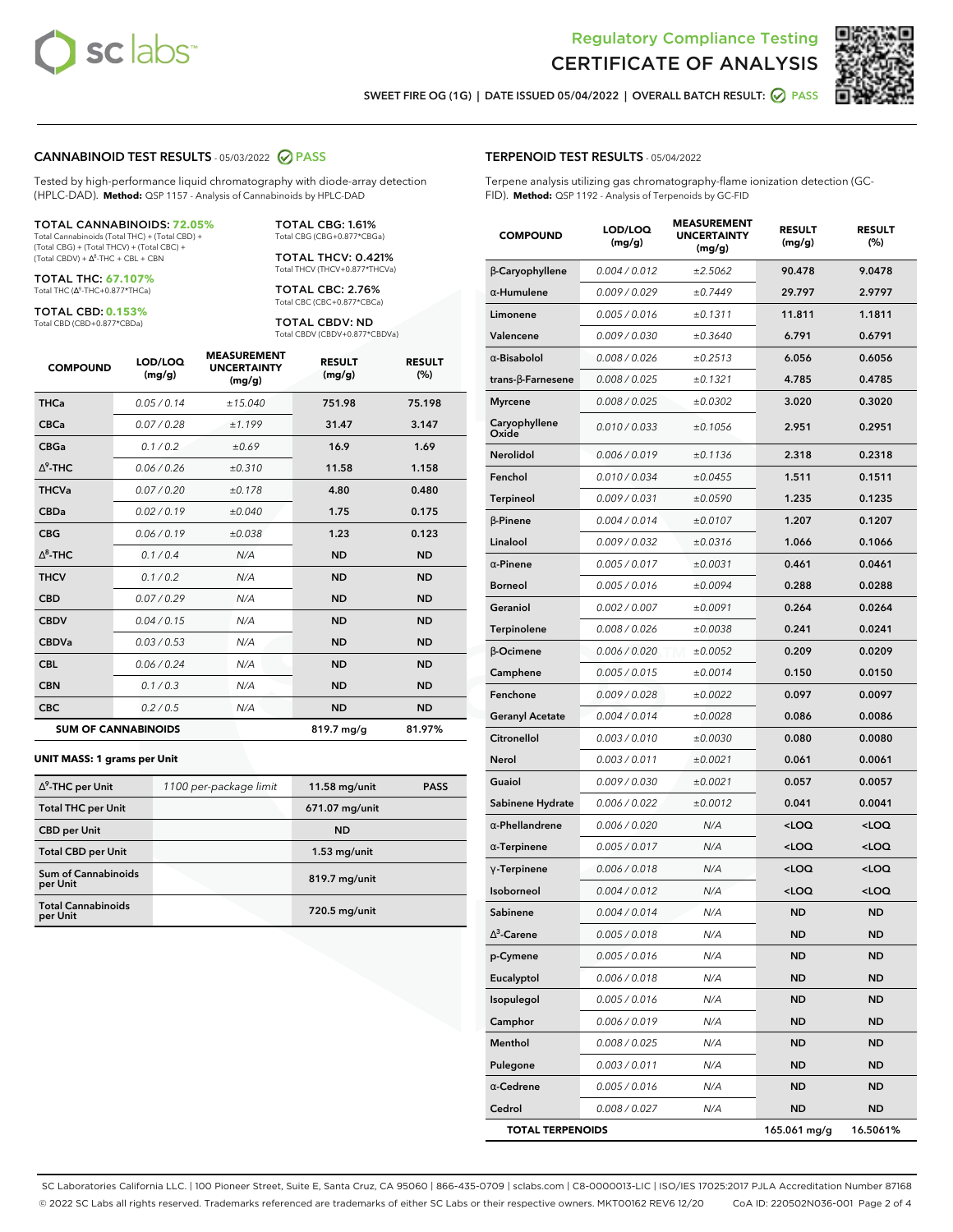Regulatory Compliance Testing

# CERTIFICATE OF ANALYSIS

SWEET FIRE OG (1G) | DATE ISSUED 05/04/2022 | OVERALL BATCH RESULT: PASS

## CANNABINOID TEST RESULTS - 05/03/2022 PASS

Tested by high-performance liquid chromatography with diode-array detection (HPLC-DAD). **Method:** QSP 1157 - Analysis of Cannabinoids by HPLC-DAD

**TOTAL CANNABINOIDS: 72.05%**
Total Cannabinoids (Total THC) + (Total CBD) + (Total CBG) + (Total THCV) + (Total CBC) + (Total CBDV) + $\Delta^8$-THC + CBL + CBN

**TOTAL THC: 67.107%**
Total THC ($\Delta^9$-THC+0.877*THCa)

**TOTAL CBD: 0.153%**
Total CBD (CBD+0.877*CBDa)

**TOTAL CBG: 1.61%**
Total CBG (CBG+0.877*CBGa)

**TOTAL THCV: 0.421%**
Total THCV (THCV+0.877*THCVa)

**TOTAL CBC: 2.76%**
Total CBC (CBC+0.877*CBCa)

**TOTAL CBDV: ND**
Total CBDV (CBDV+0.877*CBDVa)

| COMPOUND | LOD/LOQ (mg/g) | MEASUREMENT UNCERTAINTY (mg/g) | RESULT (mg/g) | RESULT (%) |
|---|---|---|---|---|
| THCa | 0.05 / 0.14 | ±15.040 | 751.98 | 75.198 |
| CBCa | 0.07 / 0.28 | ±1.199 | 31.47 | 3.147 |
| CBGa | 0.1 / 0.2 | ±0.69 | 16.9 | 1.69 |
| $\Delta^9$-THC | 0.06 / 0.26 | ±0.310 | 11.58 | 1.158 |
| THCVa | 0.07 / 0.20 | ±0.178 | 4.80 | 0.480 |
| CBDa | 0.02 / 0.19 | ±0.040 | 1.75 | 0.175 |
| CBG | 0.06 / 0.19 | ±0.038 | 1.23 | 0.123 |
| $\Delta^8$-THC | 0.1 / 0.4 | N/A | ND | ND |
| THCV | 0.1 / 0.2 | N/A | ND | ND |
| CBD | 0.07 / 0.29 | N/A | ND | ND |
| CBDV | 0.04 / 0.15 | N/A | ND | ND |
| CBDVa | 0.03 / 0.53 | N/A | ND | ND |
| CBL | 0.06 / 0.24 | N/A | ND | ND |
| CBN | 0.1 / 0.3 | N/A | ND | ND |
| CBC | 0.2 / 0.5 | N/A | ND | ND |
| **SUM OF CANNABINOIDS** | | | 819.7 mg/g | 81.97% |

**UNIT MASS: 1 grams per Unit**

| | | | |
|---|---|---|---|
| $\Delta^9$-THC per Unit | 1100 per-package limit | 11.58 mg/unit | PASS |
| Total THC per Unit | | 671.07 mg/unit | |
| CBD per Unit | | ND | |
| Total CBD per Unit | | 1.53 mg/unit | |
| Sum of Cannabinoids per Unit | | 819.7 mg/unit | |
| Total Cannabinoids per Unit | | 720.5 mg/unit | |

## TERPENOID TEST RESULTS - 05/04/2022

Terpene analysis utilizing gas chromatography-flame ionization detection (GC-FID). **Method:** QSP 1192 - Analysis of Terpenoids by GC-FID

| COMPOUND | LOD/LOQ (mg/g) | MEASUREMENT UNCERTAINTY (mg/g) | RESULT (mg/g) | RESULT (%) |
|---|---|---|---|---|
| β-Caryophyllene | 0.004 / 0.012 | ±2.5062 | 90.478 | 9.0478 |
| α-Humulene | 0.009 / 0.029 | ±0.7449 | 29.797 | 2.9797 |
| Limonene | 0.005 / 0.016 | ±0.1311 | 11.811 | 1.1811 |
| Valencene | 0.009 / 0.030 | ±0.3640 | 6.791 | 0.6791 |
| α-Bisabolol | 0.008 / 0.026 | ±0.2513 | 6.056 | 0.6056 |
| trans-β-Farnesene | 0.008 / 0.025 | ±0.1321 | 4.785 | 0.4785 |
| Myrcene | 0.008 / 0.025 | ±0.0302 | 3.020 | 0.3020 |
| Caryophyllene Oxide | 0.010 / 0.033 | ±0.1056 | 2.951 | 0.2951 |
| Nerolidol | 0.006 / 0.019 | ±0.1136 | 2.318 | 0.2318 |
| Fenchol | 0.010 / 0.034 | ±0.0455 | 1.511 | 0.1511 |
| Terpineol | 0.009 / 0.031 | ±0.0590 | 1.235 | 0.1235 |
| β-Pinene | 0.004 / 0.014 | ±0.0107 | 1.207 | 0.1207 |
| Linalool | 0.009 / 0.032 | ±0.0316 | 1.066 | 0.1066 |
| α-Pinene | 0.005 / 0.017 | ±0.0031 | 0.461 | 0.0461 |
| Borneol | 0.005 / 0.016 | ±0.0094 | 0.288 | 0.0288 |
| Geraniol | 0.002 / 0.007 | ±0.0091 | 0.264 | 0.0264 |
| Terpinolene | 0.008 / 0.026 | ±0.0038 | 0.241 | 0.0241 |
| β-Ocimene | 0.006 / 0.020 | ±0.0052 | 0.209 | 0.0209 |
| Camphene | 0.005 / 0.015 | ±0.0014 | 0.150 | 0.0150 |
| Fenchone | 0.009 / 0.028 | ±0.0022 | 0.097 | 0.0097 |
| Geranyl Acetate | 0.004 / 0.014 | ±0.0028 | 0.086 | 0.0086 |
| Citronellol | 0.003 / 0.010 | ±0.0030 | 0.080 | 0.0080 |
| Nerol | 0.003 / 0.011 | ±0.0021 | 0.061 | 0.0061 |
| Guaiol | 0.009 / 0.030 | ±0.0021 | 0.057 | 0.0057 |
| Sabinene Hydrate | 0.006 / 0.022 | ±0.0012 | 0.041 | 0.0041 |
| α-Phellandrene | 0.006 / 0.020 | N/A | <LOQ | <LOQ |
| α-Terpinene | 0.005 / 0.017 | N/A | <LOQ | <LOQ |
| γ-Terpinene | 0.006 / 0.018 | N/A | <LOQ | <LOQ |
| Isoborneol | 0.004 / 0.012 | N/A | <LOQ | <LOQ |
| Sabinene | 0.004 / 0.014 | N/A | ND | ND |
| $\Delta^3$-Carene | 0.005 / 0.018 | N/A | ND | ND |
| p-Cymene | 0.005 / 0.016 | N/A | ND | ND |
| Eucalyptol | 0.006 / 0.018 | N/A | ND | ND |
| Isopulegol | 0.005 / 0.016 | N/A | ND | ND |
| Camphor | 0.006 / 0.019 | N/A | ND | ND |
| Menthol | 0.008 / 0.025 | N/A | ND | ND |
| Pulegone | 0.003 / 0.011 | N/A | ND | ND |
| α-Cedrene | 0.005 / 0.016 | N/A | ND | ND |
| Cedrol | 0.008 / 0.027 | N/A | ND | ND |
| **TOTAL TERPENOIDS** | | | 165.061 mg/g | 16.5061% |

SC Laboratories California LLC. | 100 Pioneer Street, Suite E, Santa Cruz, CA 95060 | 866-435-0709 | sclabs.com | C8-0000013-LIC | ISO/IES 17025:2017 PJLA Accreditation Number 87168
© 2022 SC Labs all rights reserved. Trademarks referenced are trademarks of either SC Labs or their respective owners. MKT00162 REV6 12/20 CoA ID: 220502N036-001